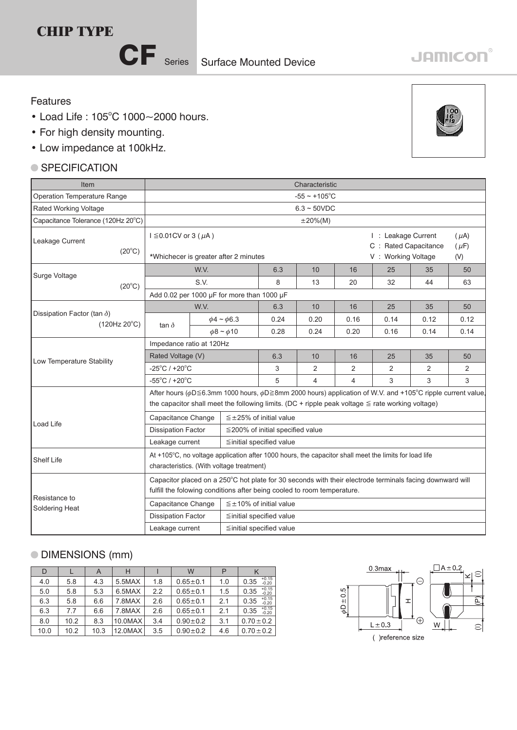# CHIP TYPE

## CF Series Surface Mounted Device

JAMICON®

### Features

- Load Life : 105°C 1000～2000 hours.
- For high density mounting.
- Low impedance at 100kHz.

### ● SPECIFICATION

| Item | Characteristic | | | | | | | |
|---|---|---|---|---|---|---|---|---|
| Operation Temperature Range | -55 ~ +105°C | | | | | | | |
| Rated Working Voltage | 6.3 ~ 50VDC | | | | | | | |
| Capacitance Tolerance (120Hz 20°C) | ±20%(M) | | | | | | | |
| Leakage Current (20°C) | I ≦0.01CV or 3 (μA) *Whichecer is greater after 2 minutes; I : Leakage Current (μA) C : Rated Capacitance (μF) V : Working Voltage (V) | | | | | | | |
| Surge Voltage (20°C) | W.V. | | 6.3 | 10 | 16 | 25 | 35 | 50 |
| | S.V. | | 8 | 13 | 20 | 32 | 44 | 63 |
| Dissipation Factor (tan δ) (120Hz 20°C) | Add 0.02 per 1000 μF for more than 1000 μF | | | | | | | |
| | W.V. | | 6.3 | 10 | 16 | 25 | 35 | 50 |
| | tan δ | φ4 ~ φ6.3 | 0.24 | 0.20 | 0.16 | 0.14 | 0.12 | 0.12 |
| | | φ8 ~ φ10 | 0.28 | 0.24 | 0.20 | 0.16 | 0.14 | 0.14 |
| Low Temperature Stability | Impedance ratio at 120Hz | | | | | | | |
| | Rated Voltage (V) | | 6.3 | 10 | 16 | 25 | 35 | 50 |
| | -25°C / +20°C | | 3 | 2 | 2 | 2 | 2 | 2 |
| | -55°C / +20°C | | 5 | 4 | 4 | 3 | 3 | 3 |
| Load Life | After hours (φD≦6.3mm 1000 hours, φD≧8mm 2000 hours) application of W.V. and +105°C ripple current value, the capacitor shall meet the following limits. (DC + ripple peak voltage ≦ rate working voltage) | | | | | | | |
| | Capacitance Change | ≦±25% of initial value | | | | | | |
| | Dissipation Factor | ≦200% of initial specified value | | | | | | |
| | Leakage current | ≦initial specified value | | | | | | |
| Shelf Life | At +105°C, no voltage application after 1000 hours, the capacitor shall meet the limits for load life characteristics. (With voltage treatment) | | | | | | | |
| Resistance to Soldering Heat | Capacitor placed on a 250°C hot plate for 30 seconds with their electrode terminals facing downward will fulfill the folowing conditions after being cooled to room temperature. | | | | | | | |
| | Capacitance Change | ≦±10% of initial value | | | | | | |
| | Dissipation Factor | ≦initial specified value | | | | | | |
| | Leakage current | ≦initial specified value | | | | | | |

### ● DIMENSIONS (mm)

| D | L | A | H | I | W | P | K |
|---|---|---|---|---|---|---|---|
| 4.0 | 5.8 | 4.3 | 5.5MAX | 1.8 | 0.65±0.1 | 1.0 | $0.35^{+0.15}_{-0.20}$ |
| 5.0 | 5.8 | 5.3 | 6.5MAX | 2.2 | 0.65±0.1 | 1.5 | $0.35^{+0.15}_{-0.20}$ |
| 6.3 | 5.8 | 6.6 | 7.8MAX | 2.6 | 0.65±0.1 | 2.1 | $0.35^{+0.15}_{-0.20}$ |
| 6.3 | 7.7 | 6.6 | 7.8MAX | 2.6 | 0.65±0.1 | 2.1 | $0.35^{+0.15}_{-0.20}$ |
| 8.0 | 10.2 | 8.3 | 10.0MAX | 3.4 | 0.90±0.2 | 3.1 | 0.70±0.2 |
| 10.0 | 10.2 | 10.3 | 12.0MAX | 3.5 | 0.90±0.2 | 4.6 | 0.70±0.2 |

0.3max, φD±0.5, H, L±0.3, A±0.2, K, (I), (P), W

( )reference size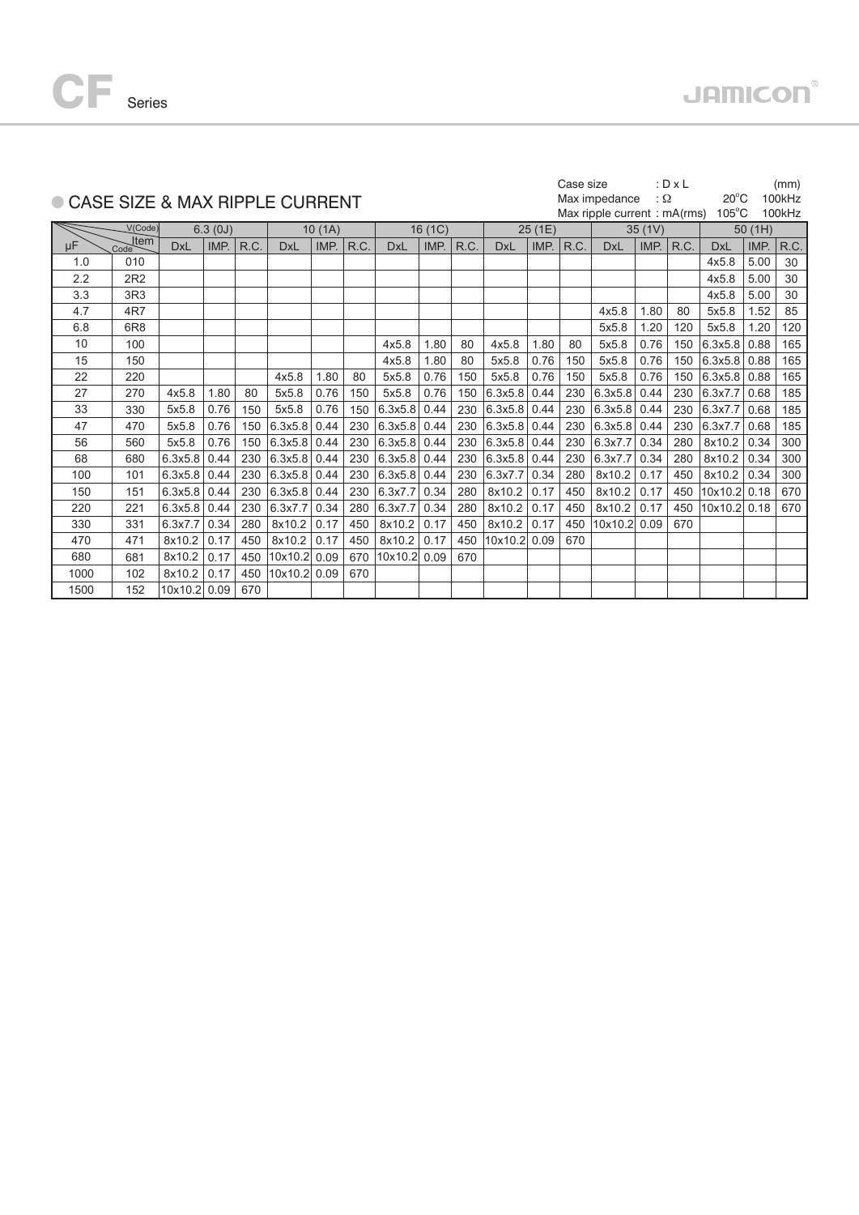# CF Series

## ● CASE SIZE & MAX RIPPLE CURRENT

Case size : D x L (mm)
Max impedance : Ω 20°C 100kHz
Max ripple current : mA(rms) 105°C 100kHz

| μF \ V(Code) | Item Code | 6.3 (0J) | | | 10 (1A) | | | 16 (1C) | | | 25 (1E) | | | 35 (1V) | | | 50 (1H) | | |
|---|---|---|---|---|---|---|---|---|---|---|---|---|---|---|---|---|---|---|---|
| | | DxL | IMP. | R.C. | DxL | IMP. | R.C. | DxL | IMP. | R.C. | DxL | IMP. | R.C. | DxL | IMP. | R.C. | DxL | IMP. | R.C. |
| 1.0 | 010 | | | | | | | | | | | | | | | | 4x5.8 | 5.00 | 30 |
| 2.2 | 2R2 | | | | | | | | | | | | | | | | 4x5.8 | 5.00 | 30 |
| 3.3 | 3R3 | | | | | | | | | | | | | | | | 4x5.8 | 5.00 | 30 |
| 4.7 | 4R7 | | | | | | | | | | | | | 4x5.8 | 1.80 | 80 | 5x5.8 | 1.52 | 85 |
| 6.8 | 6R8 | | | | | | | | | | | | | 5x5.8 | 1.20 | 120 | 5x5.8 | 1.20 | 120 |
| 10 | 100 | | | | | | | 4x5.8 | 1.80 | 80 | 4x5.8 | 1.80 | 80 | 5x5.8 | 0.76 | 150 | 6.3x5.8 | 0.88 | 165 |
| 15 | 150 | | | | | | | 4x5.8 | 1.80 | 80 | 5x5.8 | 0.76 | 150 | 5x5.8 | 0.76 | 150 | 6.3x5.8 | 0.88 | 165 |
| 22 | 220 | | | | 4x5.8 | 1.80 | 80 | 5x5.8 | 0.76 | 150 | 5x5.8 | 0.76 | 150 | 5x5.8 | 0.76 | 150 | 6.3x5.8 | 0.88 | 165 |
| 27 | 270 | 4x5.8 | 1.80 | 80 | 5x5.8 | 0.76 | 150 | 5x5.8 | 0.76 | 150 | 6.3x5.8 | 0.44 | 230 | 6.3x5.8 | 0.44 | 230 | 6.3x7.7 | 0.68 | 185 |
| 33 | 330 | 5x5.8 | 0.76 | 150 | 5x5.8 | 0.76 | 150 | 6.3x5.8 | 0.44 | 230 | 6.3x5.8 | 0.44 | 230 | 6.3x5.8 | 0.44 | 230 | 6.3x7.7 | 0.68 | 185 |
| 47 | 470 | 5x5.8 | 0.76 | 150 | 6.3x5.8 | 0.44 | 230 | 6.3x5.8 | 0.44 | 230 | 6.3x5.8 | 0.44 | 230 | 6.3x5.8 | 0.44 | 230 | 6.3x7.7 | 0.68 | 185 |
| 56 | 560 | 5x5.8 | 0.76 | 150 | 6.3x5.8 | 0.44 | 230 | 6.3x5.8 | 0.44 | 230 | 6.3x5.8 | 0.44 | 230 | 6.3x7.7 | 0.34 | 280 | 8x10.2 | 0.34 | 300 |
| 68 | 680 | 6.3x5.8 | 0.44 | 230 | 6.3x5.8 | 0.44 | 230 | 6.3x5.8 | 0.44 | 230 | 6.3x5.8 | 0.44 | 230 | 6.3x7.7 | 0.34 | 280 | 8x10.2 | 0.34 | 300 |
| 100 | 101 | 6.3x5.8 | 0.44 | 230 | 6.3x5.8 | 0.44 | 230 | 6.3x5.8 | 0.44 | 230 | 6.3x7.7 | 0.34 | 280 | 8x10.2 | 0.17 | 450 | 8x10.2 | 0.34 | 300 |
| 150 | 151 | 6.3x5.8 | 0.44 | 230 | 6.3x5.8 | 0.44 | 230 | 6.3x7.7 | 0.34 | 280 | 8x10.2 | 0.17 | 450 | 8x10.2 | 0.17 | 450 | 10x10.2 | 0.18 | 670 |
| 220 | 221 | 6.3x5.8 | 0.44 | 230 | 6.3x7.7 | 0.34 | 280 | 6.3x7.7 | 0.34 | 280 | 8x10.2 | 0.17 | 450 | 8x10.2 | 0.17 | 450 | 10x10.2 | 0.18 | 670 |
| 330 | 331 | 6.3x7.7 | 0.34 | 280 | 8x10.2 | 0.17 | 450 | 8x10.2 | 0.17 | 450 | 8x10.2 | 0.17 | 450 | 10x10.2 | 0.09 | 670 | | | |
| 470 | 471 | 8x10.2 | 0.17 | 450 | 8x10.2 | 0.17 | 450 | 8x10.2 | 0.17 | 450 | 10x10.2 | 0.09 | 670 | | | | | | |
| 680 | 681 | 8x10.2 | 0.17 | 450 | 10x10.2 | 0.09 | 670 | 10x10.2 | 0.09 | 670 | | | | | | | | | |
| 1000 | 102 | 8x10.2 | 0.17 | 450 | 10x10.2 | 0.09 | 670 | | | | | | | | | | | | |
| 1500 | 152 | 10x10.2 | 0.09 | 670 | | | | | | | | | | | | | | | |